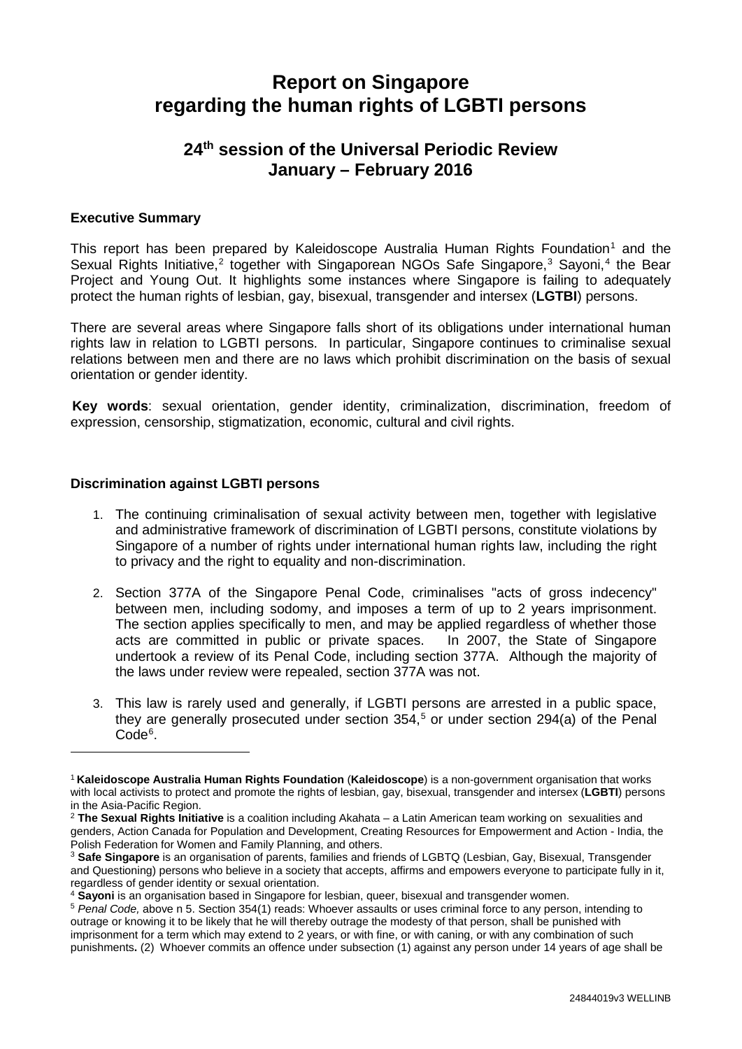# Report on Singapore regarding the human rights of LGBTI persons

## 24th session of the Universal Periodic Review January – February 2016

### Executive Summary

This report has been prepared by Kaleidoscope Australia Human Rights Foundation[1] and the Sexual Rights Initiative,[2] together with Singaporean NGOs Safe Singapore,[3] Sayoni,[4] the Bear Project and Young Out. It highlights some instances where Singapore is failing to adequately protect the human rights of lesbian, gay, bisexual, transgender and intersex (**LGTBI**) persons.

There are several areas where Singapore falls short of its obligations under international human rights law in relation to LGBTI persons. In particular, Singapore continues to criminalise sexual relations between men and there are no laws which prohibit discrimination on the basis of sexual orientation or gender identity.

**Key words**: sexual orientation, gender identity, criminalization, discrimination, freedom of expression, censorship, stigmatization, economic, cultural and civil rights.

### Discrimination against LGBTI persons

1. The continuing criminalisation of sexual activity between men, together with legislative and administrative framework of discrimination of LGBTI persons, constitute violations by Singapore of a number of rights under international human rights law, including the right to privacy and the right to equality and non-discrimination.

2. Section 377A of the Singapore Penal Code, criminalises "acts of gross indecency" between men, including sodomy, and imposes a term of up to 2 years imprisonment. The section applies specifically to men, and may be applied regardless of whether those acts are committed in public or private spaces. In 2007, the State of Singapore undertook a review of its Penal Code, including section 377A. Although the majority of the laws under review were repealed, section 377A was not.

3. This law is rarely used and generally, if LGBTI persons are arrested in a public space, they are generally prosecuted under section 354,[5] or under section 294(a) of the Penal Code[6].

---

[1] **Kaleidoscope Australia Human Rights Foundation** (**Kaleidoscope**) is a non-government organisation that works with local activists to protect and promote the rights of lesbian, gay, bisexual, transgender and intersex (**LGBTI**) persons in the Asia-Pacific Region.

[2] **The Sexual Rights Initiative** is a coalition including Akahata – a Latin American team working on sexualities and genders, Action Canada for Population and Development, Creating Resources for Empowerment and Action - India, the Polish Federation for Women and Family Planning, and others.

[3] **Safe Singapore** is an organisation of parents, families and friends of LGBTQ (Lesbian, Gay, Bisexual, Transgender and Questioning) persons who believe in a society that accepts, affirms and empowers everyone to participate fully in it, regardless of gender identity or sexual orientation.

[4] **Sayoni** is an organisation based in Singapore for lesbian, queer, bisexual and transgender women.

[5] *Penal Code,* above n 5. Section 354(1) reads: Whoever assaults or uses criminal force to any person, intending to outrage or knowing it to be likely that he will thereby outrage the modesty of that person, shall be punished with imprisonment for a term which may extend to 2 years, or with fine, or with caning, or with any combination of such punishments**.** (2) Whoever commits an offence under subsection (1) against any person under 14 years of age shall be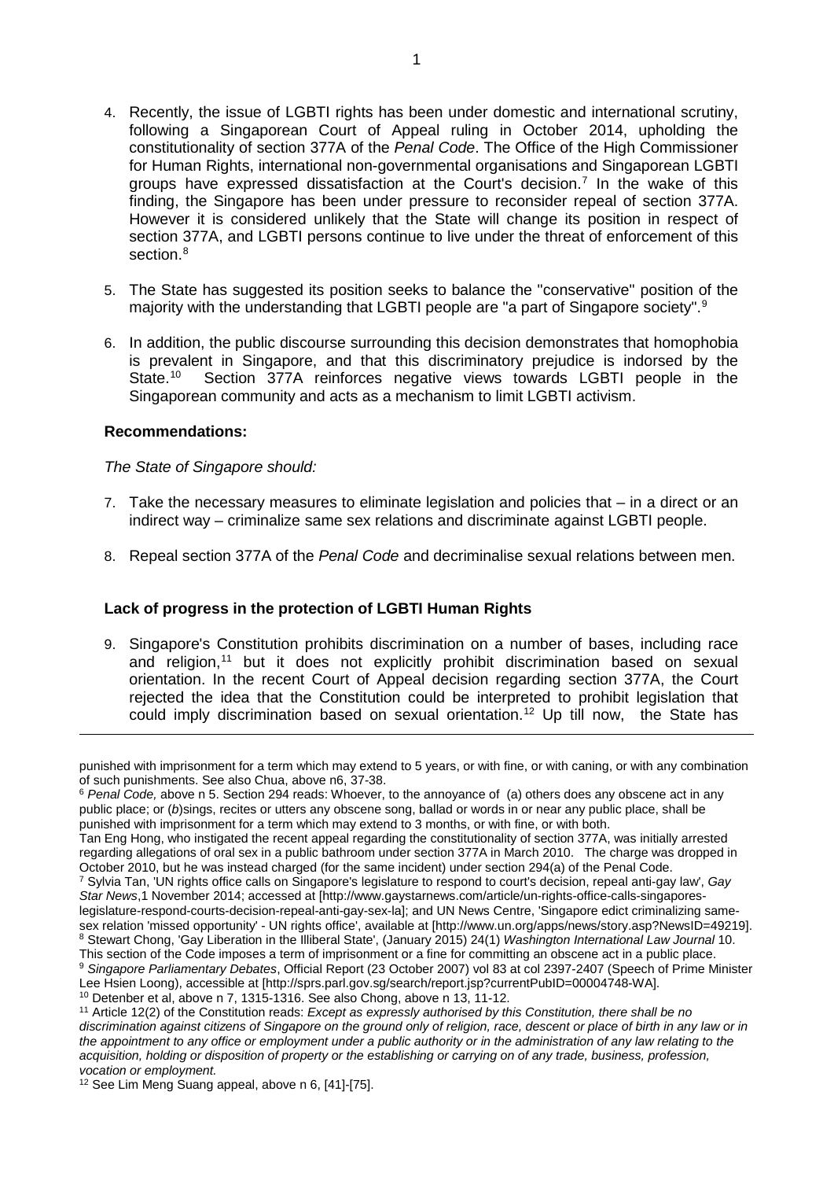4. Recently, the issue of LGBTI rights has been under domestic and international scrutiny, following a Singaporean Court of Appeal ruling in October 2014, upholding the constitutionality of section 377A of the *Penal Code*. The Office of the High Commissioner for Human Rights, international non-governmental organisations and Singaporean LGBTI groups have expressed dissatisfaction at the Court's decision.[7] In the wake of this finding, the Singapore has been under pressure to reconsider repeal of section 377A. However it is considered unlikely that the State will change its position in respect of section 377A, and LGBTI persons continue to live under the threat of enforcement of this section.[8]

5. The State has suggested its position seeks to balance the "conservative" position of the majority with the understanding that LGBTI people are "a part of Singapore society".[9]

6. In addition, the public discourse surrounding this decision demonstrates that homophobia is prevalent in Singapore, and that this discriminatory prejudice is indorsed by the State.[10] Section 377A reinforces negative views towards LGBTI people in the Singaporean community and acts as a mechanism to limit LGBTI activism.

**Recommendations:**

*The State of Singapore should:*

7. Take the necessary measures to eliminate legislation and policies that – in a direct or an indirect way – criminalize same sex relations and discriminate against LGBTI people.

8. Repeal section 377A of the *Penal Code* and decriminalise sexual relations between men.

**Lack of progress in the protection of LGBTI Human Rights**

9. Singapore's Constitution prohibits discrimination on a number of bases, including race and religion,[11] but it does not explicitly prohibit discrimination based on sexual orientation. In the recent Court of Appeal decision regarding section 377A, the Court rejected the idea that the Constitution could be interpreted to prohibit legislation that could imply discrimination based on sexual orientation.[12] Up till now, the State has

---

punished with imprisonment for a term which may extend to 5 years, or with fine, or with caning, or with any combination of such punishments. See also Chua, above n6, 37-38.

[6] *Penal Code,* above n 5. Section 294 reads: Whoever, to the annoyance of (a) others does any obscene act in any public place; or (*b*)sings, recites or utters any obscene song, ballad or words in or near any public place, shall be punished with imprisonment for a term which may extend to 3 months, or with fine, or with both.

Tan Eng Hong, who instigated the recent appeal regarding the constitutionality of section 377A, was initially arrested regarding allegations of oral sex in a public bathroom under section 377A in March 2010. The charge was dropped in October 2010, but he was instead charged (for the same incident) under section 294(a) of the Penal Code.

[7] Sylvia Tan, 'UN rights office calls on Singapore's legislature to respond to court's decision, repeal anti-gay law', *Gay Star News*,1 November 2014; accessed at [http://www.gaystarnews.com/article/un-rights-office-calls-singapores-legislature-respond-courts-decision-repeal-anti-gay-sex-la]; and UN News Centre, 'Singapore edict criminalizing same-sex relation 'missed opportunity' - UN rights office', available at [http://www.un.org/apps/news/story.asp?NewsID=49219].

[8] Stewart Chong, 'Gay Liberation in the Illiberal State', (January 2015) 24(1) *Washington International Law Journal* 10. This section of the Code imposes a term of imprisonment or a fine for committing an obscene act in a public place.

[9] *Singapore Parliamentary Debates*, Official Report (23 October 2007) vol 83 at col 2397-2407 (Speech of Prime Minister Lee Hsien Loong), accessible at [http://sprs.parl.gov.sg/search/report.jsp?currentPubID=00004748-WA].

[10] Detenber et al, above n 7, 1315-1316. See also Chong, above n 13, 11-12.

[11] Article 12(2) of the Constitution reads: *Except as expressly authorised by this Constitution, there shall be no discrimination against citizens of Singapore on the ground only of religion, race, descent or place of birth in any law or in the appointment to any office or employment under a public authority or in the administration of any law relating to the acquisition, holding or disposition of property or the establishing or carrying on of any trade, business, profession, vocation or employment.*

[12] See Lim Meng Suang appeal, above n 6, [41]-[75].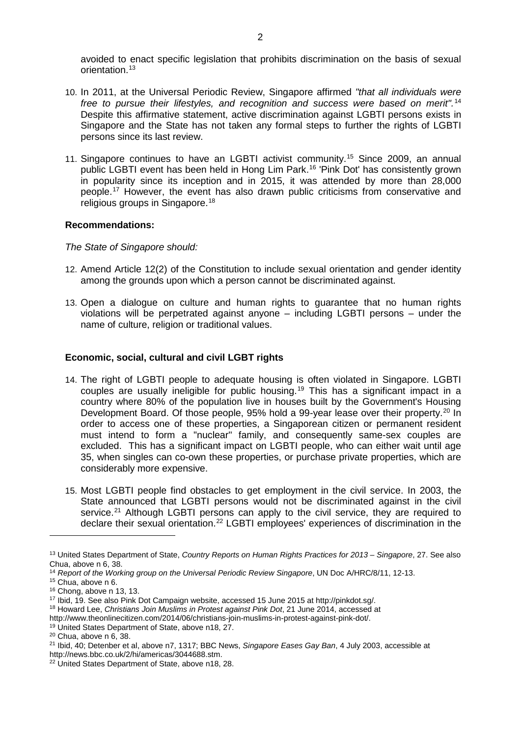avoided to enact specific legislation that prohibits discrimination on the basis of sexual orientation.[13]

10. In 2011, at the Universal Periodic Review, Singapore affirmed *"that all individuals were free to pursue their lifestyles, and recognition and success were based on merit".*[14] Despite this affirmative statement, active discrimination against LGBTI persons exists in Singapore and the State has not taken any formal steps to further the rights of LGBTI persons since its last review.

11. Singapore continues to have an LGBTI activist community.[15] Since 2009, an annual public LGBTI event has been held in Hong Lim Park.[16] 'Pink Dot' has consistently grown in popularity since its inception and in 2015, it was attended by more than 28,000 people.[17] However, the event has also drawn public criticisms from conservative and religious groups in Singapore.[18]

**Recommendations:**

*The State of Singapore should:*

12. Amend Article 12(2) of the Constitution to include sexual orientation and gender identity among the grounds upon which a person cannot be discriminated against.

13. Open a dialogue on culture and human rights to guarantee that no human rights violations will be perpetrated against anyone – including LGBTI persons – under the name of culture, religion or traditional values.

**Economic, social, cultural and civil LGBT rights**

14. The right of LGBTI people to adequate housing is often violated in Singapore. LGBTI couples are usually ineligible for public housing.[19] This has a significant impact in a country where 80% of the population live in houses built by the Government's Housing Development Board. Of those people, 95% hold a 99-year lease over their property.[20] In order to access one of these properties, a Singaporean citizen or permanent resident must intend to form a "nuclear" family, and consequently same-sex couples are excluded. This has a significant impact on LGBTI people, who can either wait until age 35, when singles can co-own these properties, or purchase private properties, which are considerably more expensive.

15. Most LGBTI people find obstacles to get employment in the civil service. In 2003, the State announced that LGBTI persons would not be discriminated against in the civil service.[21] Although LGBTI persons can apply to the civil service, they are required to declare their sexual orientation.[22] LGBTI employees' experiences of discrimination in the

---

[13] United States Department of State, *Country Reports on Human Rights Practices for 2013 – Singapore*, 27. See also Chua, above n 6, 38.

[14] *Report of the Working group on the Universal Periodic Review Singapore*, UN Doc A/HRC/8/11, 12-13.

[15] Chua, above n 6.

[16] Chong, above n 13, 13.

[17] Ibid, 19. See also Pink Dot Campaign website, accessed 15 June 2015 at http://pinkdot.sg/.

[18] Howard Lee, *Christians Join Muslims in Protest against Pink Dot*, 21 June 2014, accessed at http://www.theonlinecitizen.com/2014/06/christians-join-muslims-in-protest-against-pink-dot/.

[19] United States Department of State, above n18, 27.

[20] Chua, above n 6, 38.

[21] Ibid, 40; Detenber et al, above n7, 1317; BBC News, *Singapore Eases Gay Ban*, 4 July 2003, accessible at http://news.bbc.co.uk/2/hi/americas/3044688.stm.

[22] United States Department of State, above n18, 28.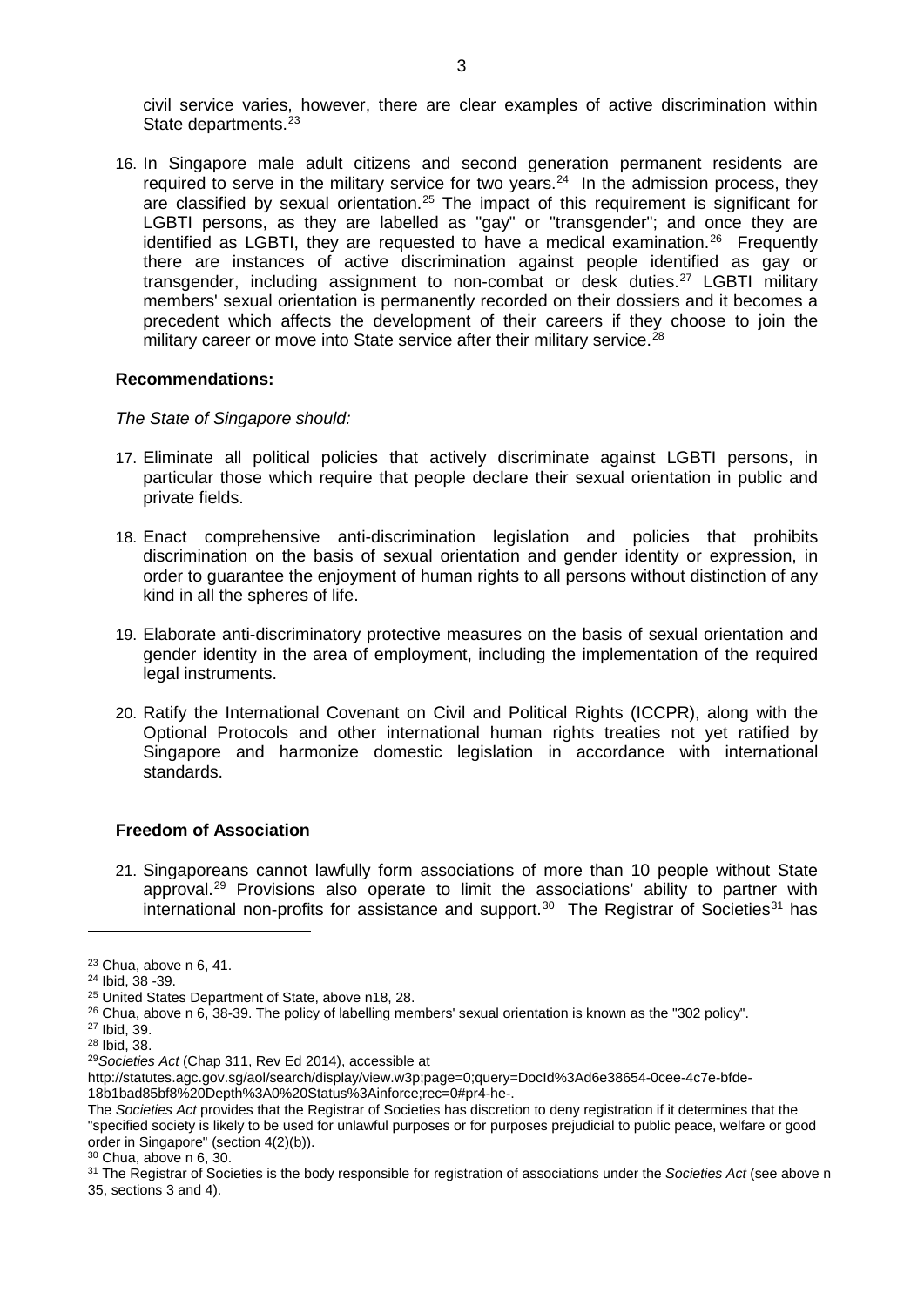civil service varies, however, there are clear examples of active discrimination within State departments.[23]

16. In Singapore male adult citizens and second generation permanent residents are required to serve in the military service for two years.[24] In the admission process, they are classified by sexual orientation.[25] The impact of this requirement is significant for LGBTI persons, as they are labelled as "gay" or "transgender"; and once they are identified as LGBTI, they are requested to have a medical examination.[26] Frequently there are instances of active discrimination against people identified as gay or transgender, including assignment to non-combat or desk duties.[27] LGBTI military members' sexual orientation is permanently recorded on their dossiers and it becomes a precedent which affects the development of their careers if they choose to join the military career or move into State service after their military service.[28]

**Recommendations:**

*The State of Singapore should:*

17. Eliminate all political policies that actively discriminate against LGBTI persons, in particular those which require that people declare their sexual orientation in public and private fields.

18. Enact comprehensive anti-discrimination legislation and policies that prohibits discrimination on the basis of sexual orientation and gender identity or expression, in order to guarantee the enjoyment of human rights to all persons without distinction of any kind in all the spheres of life.

19. Elaborate anti-discriminatory protective measures on the basis of sexual orientation and gender identity in the area of employment, including the implementation of the required legal instruments.

20. Ratify the International Covenant on Civil and Political Rights (ICCPR), along with the Optional Protocols and other international human rights treaties not yet ratified by Singapore and harmonize domestic legislation in accordance with international standards.

**Freedom of Association**

21. Singaporeans cannot lawfully form associations of more than 10 people without State approval.[29] Provisions also operate to limit the associations' ability to partner with international non-profits for assistance and support.[30] The Registrar of Societies[31] has

---

[23] Chua, above n 6, 41.

[24] Ibid, 38 -39.

[25] United States Department of State, above n18, 28.

[26] Chua, above n 6, 38-39. The policy of labelling members' sexual orientation is known as the "302 policy".

[27] Ibid, 39.

[28] Ibid, 38.

[29] *Societies Act* (Chap 311, Rev Ed 2014), accessible at http://statutes.agc.gov.sg/aol/search/display/view.w3p;page=0;query=DocId%3Ad6e38654-0cee-4c7e-bfde-18b1bad85bf8%20Depth%3A0%20Status%3Ainforce;rec=0#pr4-he-.
The *Societies Act* provides that the Registrar of Societies has discretion to deny registration if it determines that the "specified society is likely to be used for unlawful purposes or for purposes prejudicial to public peace, welfare or good order in Singapore" (section 4(2)(b)).

[30] Chua, above n 6, 30.

[31] The Registrar of Societies is the body responsible for registration of associations under the *Societies Act* (see above n 35, sections 3 and 4).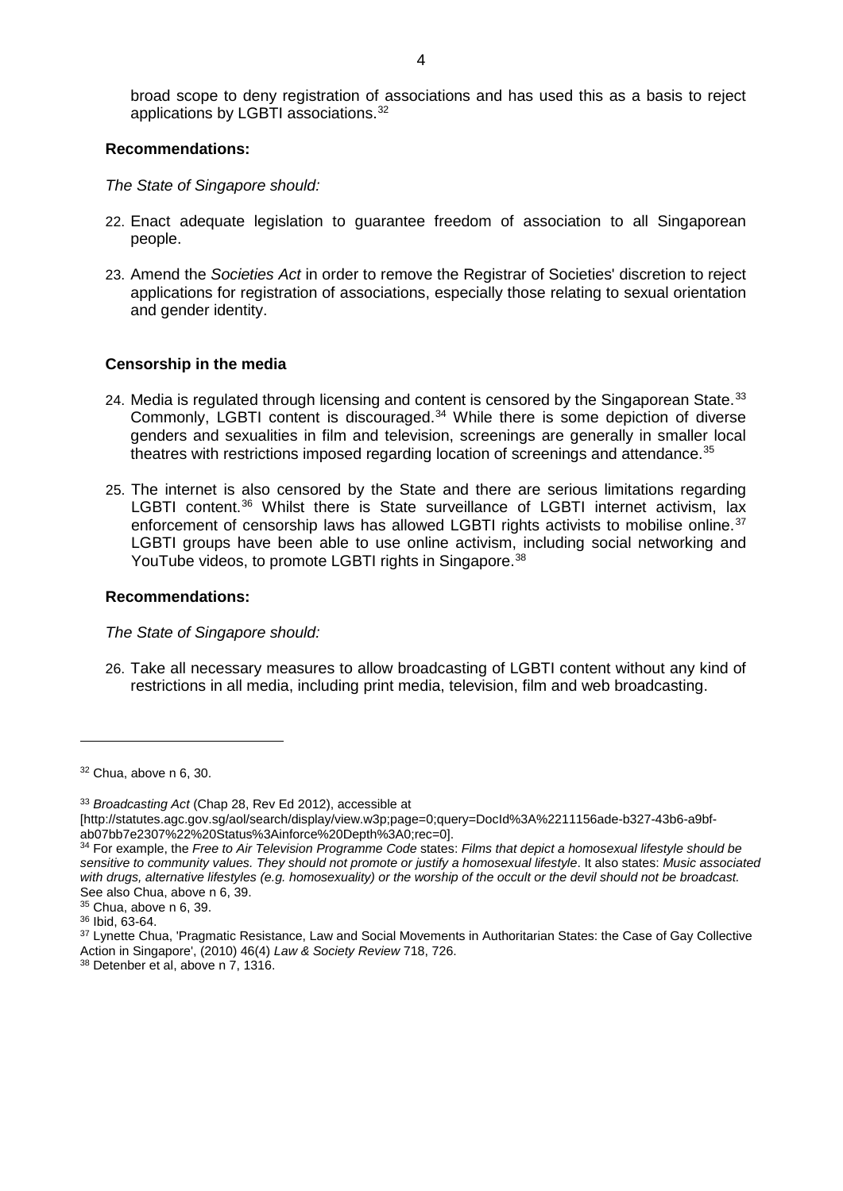broad scope to deny registration of associations and has used this as a basis to reject applications by LGBTI associations.[32]

**Recommendations:**

*The State of Singapore should:*

22. Enact adequate legislation to guarantee freedom of association to all Singaporean people.

23. Amend the *Societies Act* in order to remove the Registrar of Societies' discretion to reject applications for registration of associations, especially those relating to sexual orientation and gender identity.

**Censorship in the media**

24. Media is regulated through licensing and content is censored by the Singaporean State.[33] Commonly, LGBTI content is discouraged.[34] While there is some depiction of diverse genders and sexualities in film and television, screenings are generally in smaller local theatres with restrictions imposed regarding location of screenings and attendance.[35]

25. The internet is also censored by the State and there are serious limitations regarding LGBTI content.[36] Whilst there is State surveillance of LGBTI internet activism, lax enforcement of censorship laws has allowed LGBTI rights activists to mobilise online.[37] LGBTI groups have been able to use online activism, including social networking and YouTube videos, to promote LGBTI rights in Singapore.[38]

**Recommendations:**

*The State of Singapore should:*

26. Take all necessary measures to allow broadcasting of LGBTI content without any kind of restrictions in all media, including print media, television, film and web broadcasting.

---

[32] Chua, above n 6, 30.

[33] *Broadcasting Act* (Chap 28, Rev Ed 2012), accessible at [http://statutes.agc.gov.sg/aol/search/display/view.w3p;page=0;query=DocId%3A%2211156ade-b327-43b6-a9bf-ab07bb7e2307%22%20Status%3Ainforce%20Depth%3A0;rec=0].

[34] For example, the *Free to Air Television Programme Code* states: *Films that depict a homosexual lifestyle should be sensitive to community values. They should not promote or justify a homosexual lifestyle*. It also states: *Music associated with drugs, alternative lifestyles (e.g. homosexuality) or the worship of the occult or the devil should not be broadcast.* See also Chua, above n 6, 39.

[35] Chua, above n 6, 39.

[36] Ibid, 63-64.

[37] Lynette Chua, 'Pragmatic Resistance, Law and Social Movements in Authoritarian States: the Case of Gay Collective Action in Singapore', (2010) 46(4) *Law & Society Review* 718, 726.

[38] Detenber et al, above n 7, 1316.